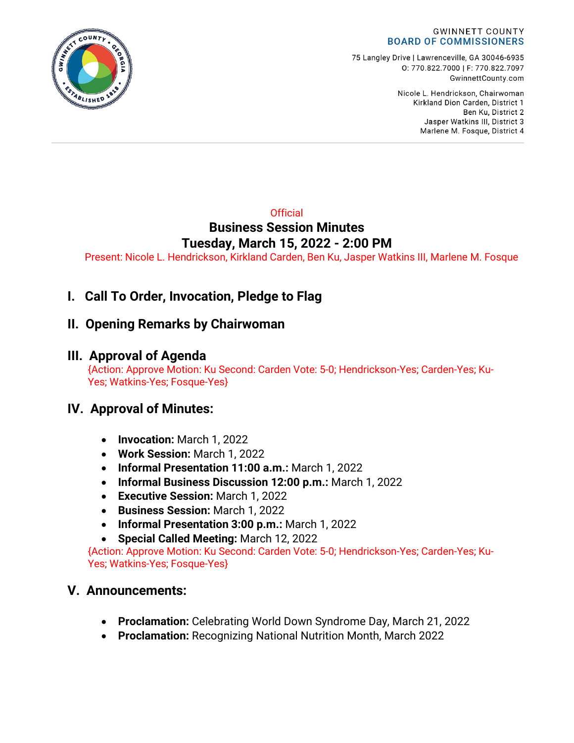GWINNETT COUNTY
BOARD OF COMMISSIONERS

75 Langley Drive | Lawrenceville, GA 30046-6935
O: 770.822.7000 | F: 770.822.7097
GwinnettCounty.com

Nicole L. Hendrickson, Chairwoman
Kirkland Dion Carden, District 1
Ben Ku, District 2
Jasper Watkins III, District 3
Marlene M. Fosque, District 4

Official

# Business Session Minutes
# Tuesday, March 15, 2022 - 2:00 PM

Present: Nicole L. Hendrickson, Kirkland Carden, Ben Ku, Jasper Watkins III, Marlene M. Fosque

## I. Call To Order, Invocation, Pledge to Flag

## II. Opening Remarks by Chairwoman

## III. Approval of Agenda

{Action: Approve Motion: Ku Second: Carden Vote: 5-0; Hendrickson-Yes; Carden-Yes; Ku-Yes; Watkins-Yes; Fosque-Yes}

## IV. Approval of Minutes:

- **Invocation:** March 1, 2022
- **Work Session:** March 1, 2022
- **Informal Presentation 11:00 a.m.:** March 1, 2022
- **Informal Business Discussion 12:00 p.m.:** March 1, 2022
- **Executive Session:** March 1, 2022
- **Business Session:** March 1, 2022
- **Informal Presentation 3:00 p.m.:** March 1, 2022
- **Special Called Meeting:** March 12, 2022

{Action: Approve Motion: Ku Second: Carden Vote: 5-0; Hendrickson-Yes; Carden-Yes; Ku-Yes; Watkins-Yes; Fosque-Yes}

## V. Announcements:

- **Proclamation:** Celebrating World Down Syndrome Day, March 21, 2022
- **Proclamation:** Recognizing National Nutrition Month, March 2022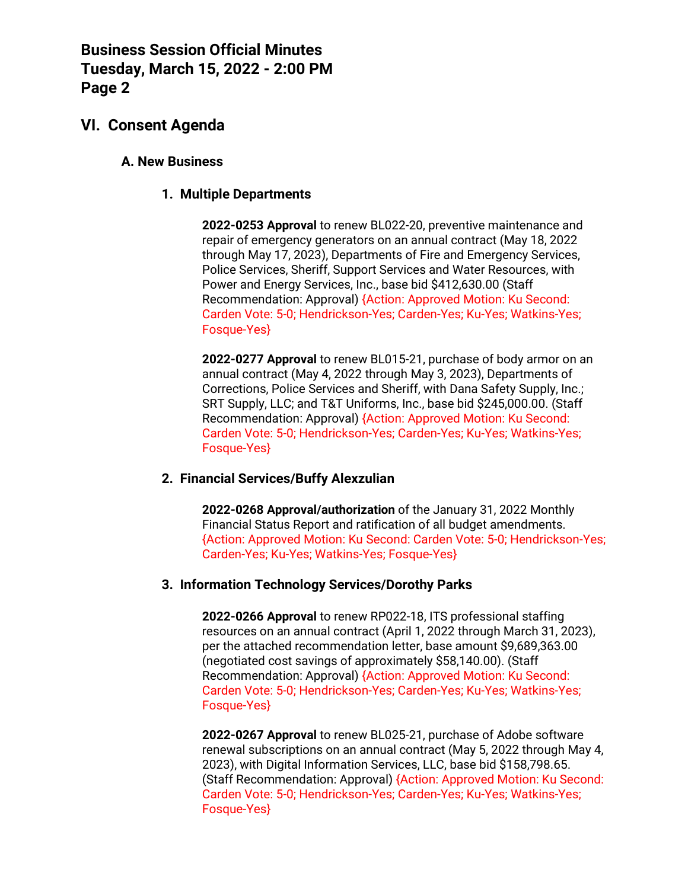## VI. Consent Agenda

### A. New Business

#### 1. Multiple Departments

**2022-0253 Approval** to renew BL022-20, preventive maintenance and repair of emergency generators on an annual contract (May 18, 2022 through May 17, 2023), Departments of Fire and Emergency Services, Police Services, Sheriff, Support Services and Water Resources, with Power and Energy Services, Inc., base bid $412,630.00 (Staff Recommendation: Approval) {Action: Approved Motion: Ku Second: Carden Vote: 5-0; Hendrickson-Yes; Carden-Yes; Ku-Yes; Watkins-Yes; Fosque-Yes}

**2022-0277 Approval** to renew BL015-21, purchase of body armor on an annual contract (May 4, 2022 through May 3, 2023), Departments of Corrections, Police Services and Sheriff, with Dana Safety Supply, Inc.; SRT Supply, LLC; and T&T Uniforms, Inc., base bid $245,000.00. (Staff Recommendation: Approval) {Action: Approved Motion: Ku Second: Carden Vote: 5-0; Hendrickson-Yes; Carden-Yes; Ku-Yes; Watkins-Yes; Fosque-Yes}

#### 2. Financial Services/Buffy Alexzulian

**2022-0268 Approval/authorization** of the January 31, 2022 Monthly Financial Status Report and ratification of all budget amendments. {Action: Approved Motion: Ku Second: Carden Vote: 5-0; Hendrickson-Yes; Carden-Yes; Ku-Yes; Watkins-Yes; Fosque-Yes}

#### 3. Information Technology Services/Dorothy Parks

**2022-0266 Approval** to renew RP022-18, ITS professional staffing resources on an annual contract (April 1, 2022 through March 31, 2023), per the attached recommendation letter, base amount $9,689,363.00 (negotiated cost savings of approximately $58,140.00). (Staff Recommendation: Approval) {Action: Approved Motion: Ku Second: Carden Vote: 5-0; Hendrickson-Yes; Carden-Yes; Ku-Yes; Watkins-Yes; Fosque-Yes}

**2022-0267 Approval** to renew BL025-21, purchase of Adobe software renewal subscriptions on an annual contract (May 5, 2022 through May 4, 2023), with Digital Information Services, LLC, base bid $158,798.65. (Staff Recommendation: Approval) {Action: Approved Motion: Ku Second: Carden Vote: 5-0; Hendrickson-Yes; Carden-Yes; Ku-Yes; Watkins-Yes; Fosque-Yes}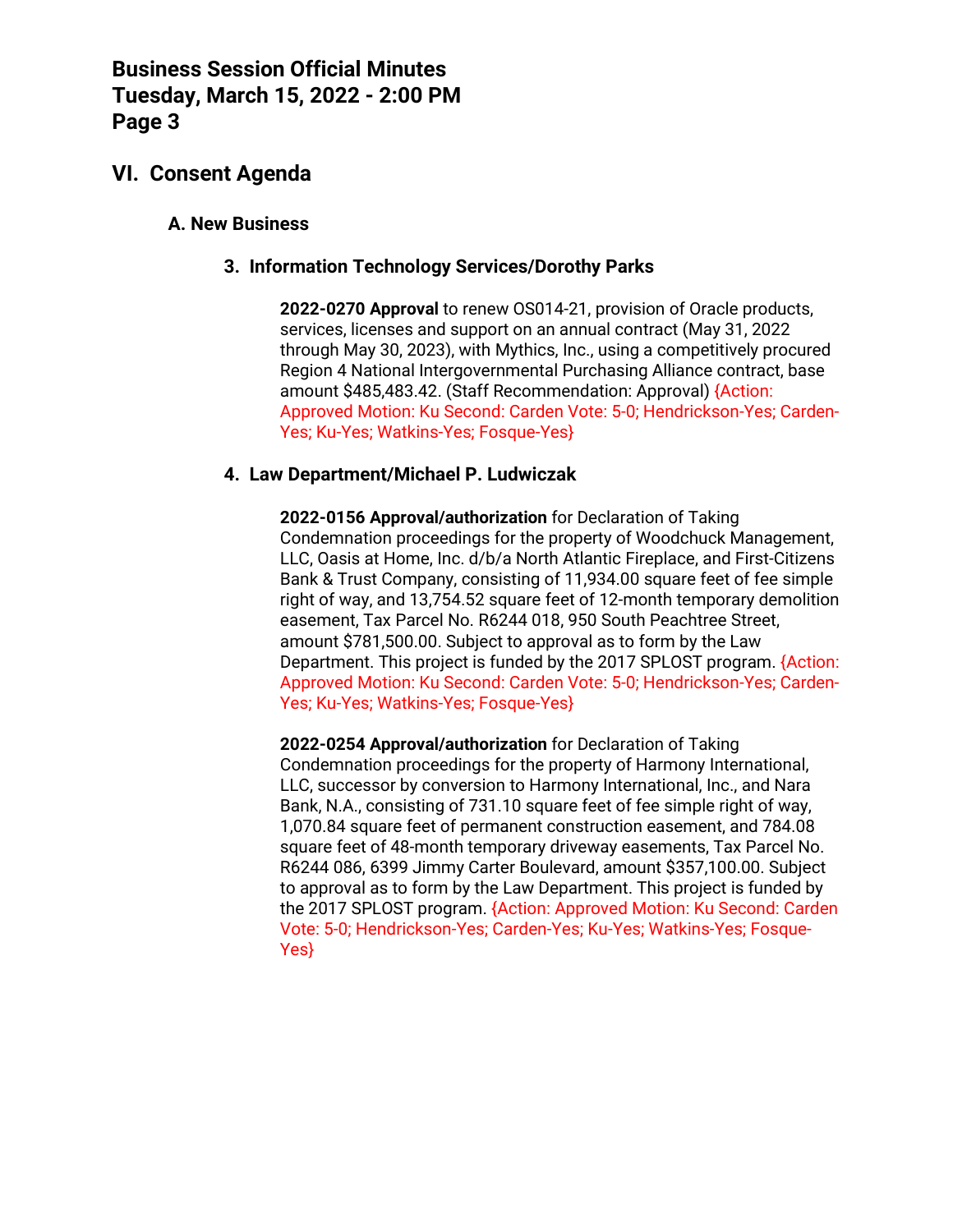## VI. Consent Agenda

### A. New Business

#### 3. Information Technology Services/Dorothy Parks

**2022-0270 Approval** to renew OS014-21, provision of Oracle products, services, licenses and support on an annual contract (May 31, 2022 through May 30, 2023), with Mythics, Inc., using a competitively procured Region 4 National Intergovernmental Purchasing Alliance contract, base amount $485,483.42. (Staff Recommendation: Approval) {Action: Approved Motion: Ku Second: Carden Vote: 5-0; Hendrickson-Yes; Carden-Yes; Ku-Yes; Watkins-Yes; Fosque-Yes}

#### 4. Law Department/Michael P. Ludwiczak

**2022-0156 Approval/authorization** for Declaration of Taking Condemnation proceedings for the property of Woodchuck Management, LLC, Oasis at Home, Inc. d/b/a North Atlantic Fireplace, and First-Citizens Bank & Trust Company, consisting of 11,934.00 square feet of fee simple right of way, and 13,754.52 square feet of 12-month temporary demolition easement, Tax Parcel No. R6244 018, 950 South Peachtree Street, amount $781,500.00. Subject to approval as to form by the Law Department. This project is funded by the 2017 SPLOST program. {Action: Approved Motion: Ku Second: Carden Vote: 5-0; Hendrickson-Yes; Carden-Yes; Ku-Yes; Watkins-Yes; Fosque-Yes}

**2022-0254 Approval/authorization** for Declaration of Taking Condemnation proceedings for the property of Harmony International, LLC, successor by conversion to Harmony International, Inc., and Nara Bank, N.A., consisting of 731.10 square feet of fee simple right of way, 1,070.84 square feet of permanent construction easement, and 784.08 square feet of 48-month temporary driveway easements, Tax Parcel No. R6244 086, 6399 Jimmy Carter Boulevard, amount $357,100.00. Subject to approval as to form by the Law Department. This project is funded by the 2017 SPLOST program. {Action: Approved Motion: Ku Second: Carden Vote: 5-0; Hendrickson-Yes; Carden-Yes; Ku-Yes; Watkins-Yes; Fosque-Yes}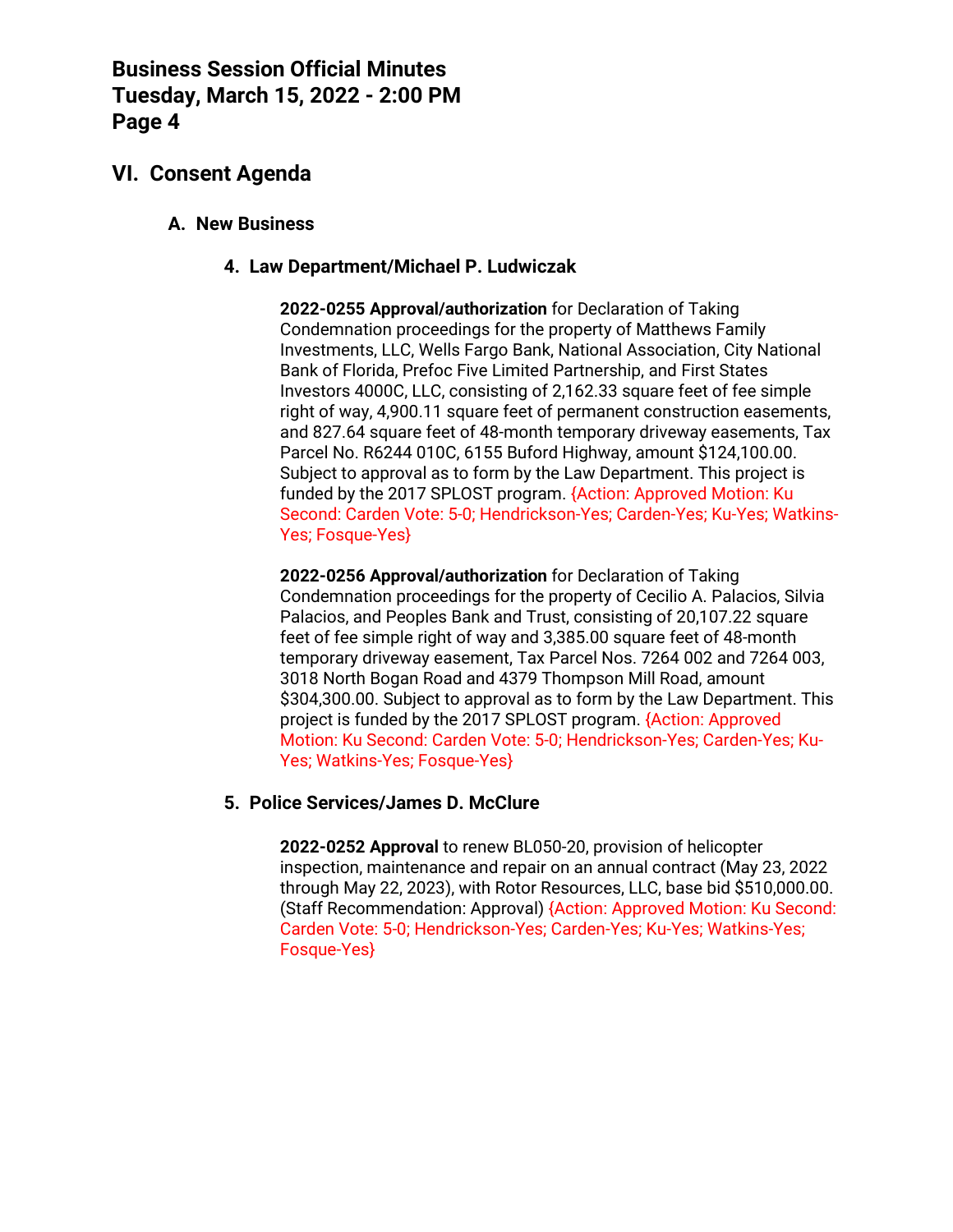## VI. Consent Agenda

### A. New Business

#### 4. Law Department/Michael P. Ludwiczak

**2022-0255 Approval/authorization** for Declaration of Taking Condemnation proceedings for the property of Matthews Family Investments, LLC, Wells Fargo Bank, National Association, City National Bank of Florida, Prefoc Five Limited Partnership, and First States Investors 4000C, LLC, consisting of 2,162.33 square feet of fee simple right of way, 4,900.11 square feet of permanent construction easements, and 827.64 square feet of 48-month temporary driveway easements, Tax Parcel No. R6244 010C, 6155 Buford Highway, amount $124,100.00. Subject to approval as to form by the Law Department. This project is funded by the 2017 SPLOST program. {Action: Approved Motion: Ku Second: Carden Vote: 5-0; Hendrickson-Yes; Carden-Yes; Ku-Yes; Watkins-Yes; Fosque-Yes}

**2022-0256 Approval/authorization** for Declaration of Taking Condemnation proceedings for the property of Cecilio A. Palacios, Silvia Palacios, and Peoples Bank and Trust, consisting of 20,107.22 square feet of fee simple right of way and 3,385.00 square feet of 48-month temporary driveway easement, Tax Parcel Nos. 7264 002 and 7264 003, 3018 North Bogan Road and 4379 Thompson Mill Road, amount $304,300.00. Subject to approval as to form by the Law Department. This project is funded by the 2017 SPLOST program. {Action: Approved Motion: Ku Second: Carden Vote: 5-0; Hendrickson-Yes; Carden-Yes; Ku-Yes; Watkins-Yes; Fosque-Yes}

#### 5. Police Services/James D. McClure

**2022-0252 Approval** to renew BL050-20, provision of helicopter inspection, maintenance and repair on an annual contract (May 23, 2022 through May 22, 2023), with Rotor Resources, LLC, base bid $510,000.00. (Staff Recommendation: Approval) {Action: Approved Motion: Ku Second: Carden Vote: 5-0; Hendrickson-Yes; Carden-Yes; Ku-Yes; Watkins-Yes; Fosque-Yes}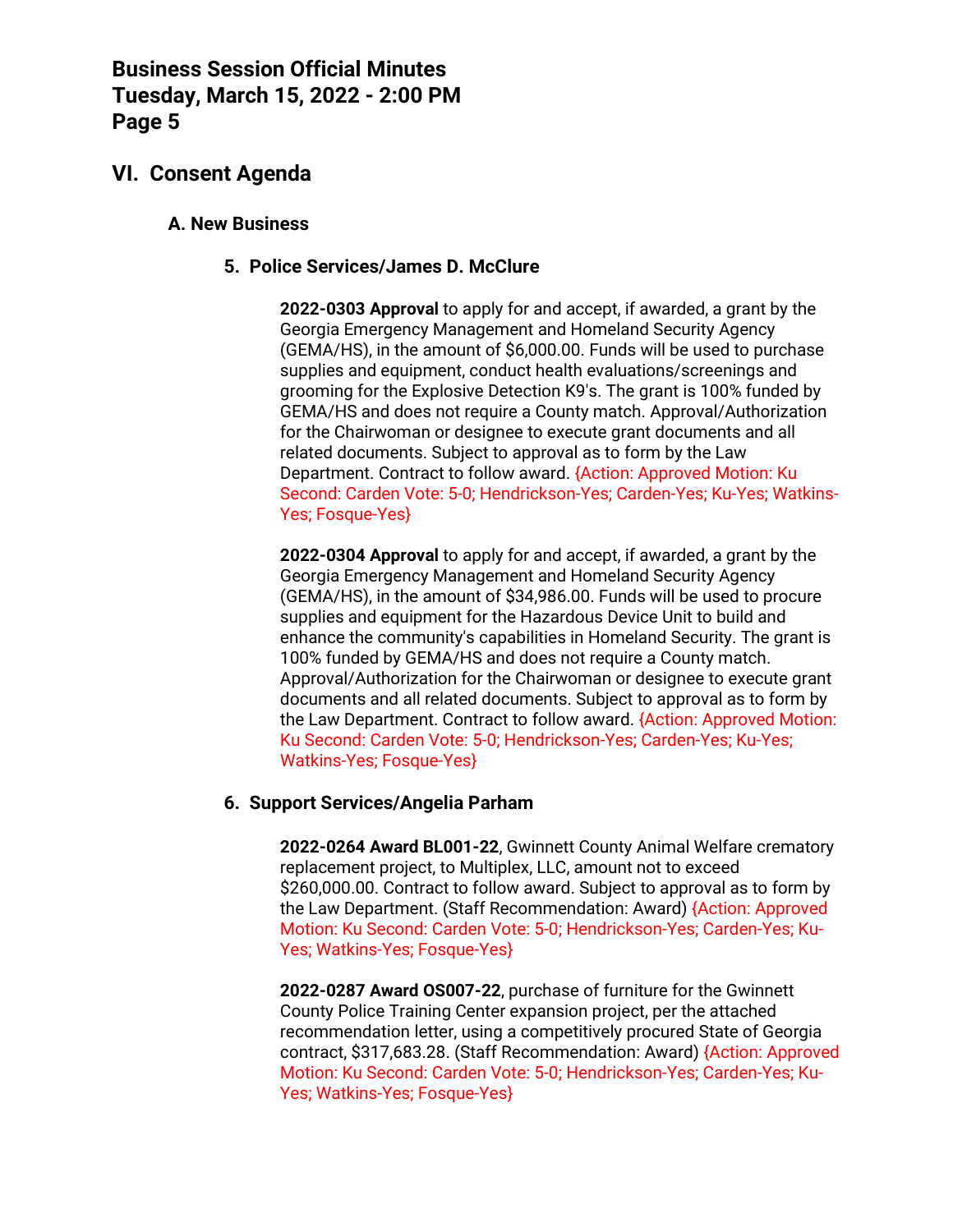## VI. Consent Agenda

### A. New Business

#### 5. Police Services/James D. McClure

**2022-0303 Approval** to apply for and accept, if awarded, a grant by the Georgia Emergency Management and Homeland Security Agency (GEMA/HS), in the amount of $6,000.00. Funds will be used to purchase supplies and equipment, conduct health evaluations/screenings and grooming for the Explosive Detection K9's. The grant is 100% funded by GEMA/HS and does not require a County match. Approval/Authorization for the Chairwoman or designee to execute grant documents and all related documents. Subject to approval as to form by the Law Department. Contract to follow award. {Action: Approved Motion: Ku Second: Carden Vote: 5-0; Hendrickson-Yes; Carden-Yes; Ku-Yes; Watkins-Yes; Fosque-Yes}

**2022-0304 Approval** to apply for and accept, if awarded, a grant by the Georgia Emergency Management and Homeland Security Agency (GEMA/HS), in the amount of $34,986.00. Funds will be used to procure supplies and equipment for the Hazardous Device Unit to build and enhance the community's capabilities in Homeland Security. The grant is 100% funded by GEMA/HS and does not require a County match. Approval/Authorization for the Chairwoman or designee to execute grant documents and all related documents. Subject to approval as to form by the Law Department. Contract to follow award. {Action: Approved Motion: Ku Second: Carden Vote: 5-0; Hendrickson-Yes; Carden-Yes; Ku-Yes; Watkins-Yes; Fosque-Yes}

#### 6. Support Services/Angelia Parham

**2022-0264 Award BL001-22**, Gwinnett County Animal Welfare crematory replacement project, to Multiplex, LLC, amount not to exceed $260,000.00. Contract to follow award. Subject to approval as to form by the Law Department. (Staff Recommendation: Award) {Action: Approved Motion: Ku Second: Carden Vote: 5-0; Hendrickson-Yes; Carden-Yes; Ku-Yes; Watkins-Yes; Fosque-Yes}

**2022-0287 Award OS007-22**, purchase of furniture for the Gwinnett County Police Training Center expansion project, per the attached recommendation letter, using a competitively procured State of Georgia contract, $317,683.28. (Staff Recommendation: Award) {Action: Approved Motion: Ku Second: Carden Vote: 5-0; Hendrickson-Yes; Carden-Yes; Ku-Yes; Watkins-Yes; Fosque-Yes}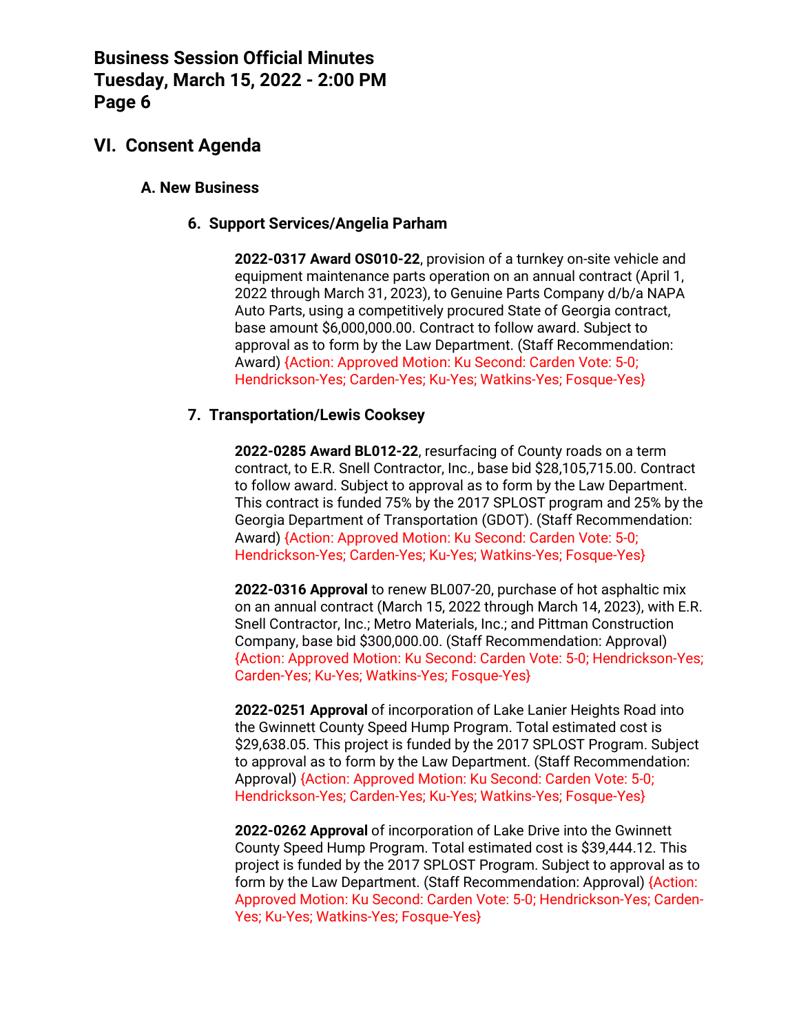## VI. Consent Agenda

### A. New Business

#### 6. Support Services/Angelia Parham

**2022-0317 Award OS010-22**, provision of a turnkey on-site vehicle and equipment maintenance parts operation on an annual contract (April 1, 2022 through March 31, 2023), to Genuine Parts Company d/b/a NAPA Auto Parts, using a competitively procured State of Georgia contract, base amount $6,000,000.00. Contract to follow award. Subject to approval as to form by the Law Department. (Staff Recommendation: Award) {Action: Approved Motion: Ku Second: Carden Vote: 5-0; Hendrickson-Yes; Carden-Yes; Ku-Yes; Watkins-Yes; Fosque-Yes}

#### 7. Transportation/Lewis Cooksey

**2022-0285 Award BL012-22**, resurfacing of County roads on a term contract, to E.R. Snell Contractor, Inc., base bid $28,105,715.00. Contract to follow award. Subject to approval as to form by the Law Department. This contract is funded 75% by the 2017 SPLOST program and 25% by the Georgia Department of Transportation (GDOT). (Staff Recommendation: Award) {Action: Approved Motion: Ku Second: Carden Vote: 5-0; Hendrickson-Yes; Carden-Yes; Ku-Yes; Watkins-Yes; Fosque-Yes}

**2022-0316 Approval** to renew BL007-20, purchase of hot asphaltic mix on an annual contract (March 15, 2022 through March 14, 2023), with E.R. Snell Contractor, Inc.; Metro Materials, Inc.; and Pittman Construction Company, base bid $300,000.00. (Staff Recommendation: Approval) {Action: Approved Motion: Ku Second: Carden Vote: 5-0; Hendrickson-Yes; Carden-Yes; Ku-Yes; Watkins-Yes; Fosque-Yes}

**2022-0251 Approval** of incorporation of Lake Lanier Heights Road into the Gwinnett County Speed Hump Program. Total estimated cost is $29,638.05. This project is funded by the 2017 SPLOST Program. Subject to approval as to form by the Law Department. (Staff Recommendation: Approval) {Action: Approved Motion: Ku Second: Carden Vote: 5-0; Hendrickson-Yes; Carden-Yes; Ku-Yes; Watkins-Yes; Fosque-Yes}

**2022-0262 Approval** of incorporation of Lake Drive into the Gwinnett County Speed Hump Program. Total estimated cost is $39,444.12. This project is funded by the 2017 SPLOST Program. Subject to approval as to form by the Law Department. (Staff Recommendation: Approval) {Action: Approved Motion: Ku Second: Carden Vote: 5-0; Hendrickson-Yes; Carden-Yes; Ku-Yes; Watkins-Yes; Fosque-Yes}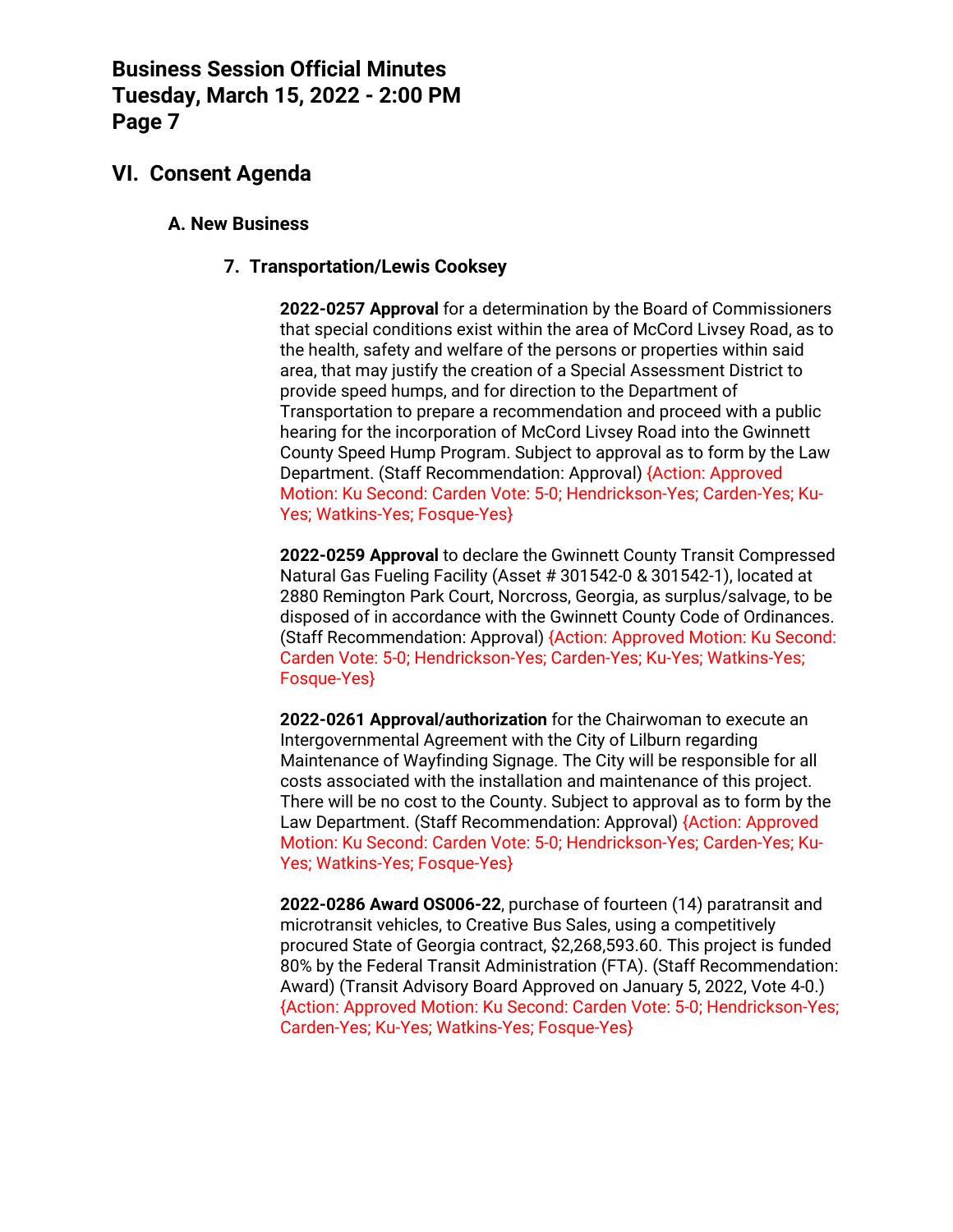## VI. Consent Agenda

### A. New Business

#### 7. Transportation/Lewis Cooksey

**2022-0257 Approval** for a determination by the Board of Commissioners that special conditions exist within the area of McCord Livsey Road, as to the health, safety and welfare of the persons or properties within said area, that may justify the creation of a Special Assessment District to provide speed humps, and for direction to the Department of Transportation to prepare a recommendation and proceed with a public hearing for the incorporation of McCord Livsey Road into the Gwinnett County Speed Hump Program. Subject to approval as to form by the Law Department. (Staff Recommendation: Approval) {Action: Approved Motion: Ku Second: Carden Vote: 5-0; Hendrickson-Yes; Carden-Yes; Ku-Yes; Watkins-Yes; Fosque-Yes}

**2022-0259 Approval** to declare the Gwinnett County Transit Compressed Natural Gas Fueling Facility (Asset # 301542-0 & 301542-1), located at 2880 Remington Park Court, Norcross, Georgia, as surplus/salvage, to be disposed of in accordance with the Gwinnett County Code of Ordinances. (Staff Recommendation: Approval) {Action: Approved Motion: Ku Second: Carden Vote: 5-0; Hendrickson-Yes; Carden-Yes; Ku-Yes; Watkins-Yes; Fosque-Yes}

**2022-0261 Approval/authorization** for the Chairwoman to execute an Intergovernmental Agreement with the City of Lilburn regarding Maintenance of Wayfinding Signage. The City will be responsible for all costs associated with the installation and maintenance of this project. There will be no cost to the County. Subject to approval as to form by the Law Department. (Staff Recommendation: Approval) {Action: Approved Motion: Ku Second: Carden Vote: 5-0; Hendrickson-Yes; Carden-Yes; Ku-Yes; Watkins-Yes; Fosque-Yes}

**2022-0286 Award OS006-22**, purchase of fourteen (14) paratransit and microtransit vehicles, to Creative Bus Sales, using a competitively procured State of Georgia contract, $2,268,593.60. This project is funded 80% by the Federal Transit Administration (FTA). (Staff Recommendation: Award) (Transit Advisory Board Approved on January 5, 2022, Vote 4-0.) {Action: Approved Motion: Ku Second: Carden Vote: 5-0; Hendrickson-Yes; Carden-Yes; Ku-Yes; Watkins-Yes; Fosque-Yes}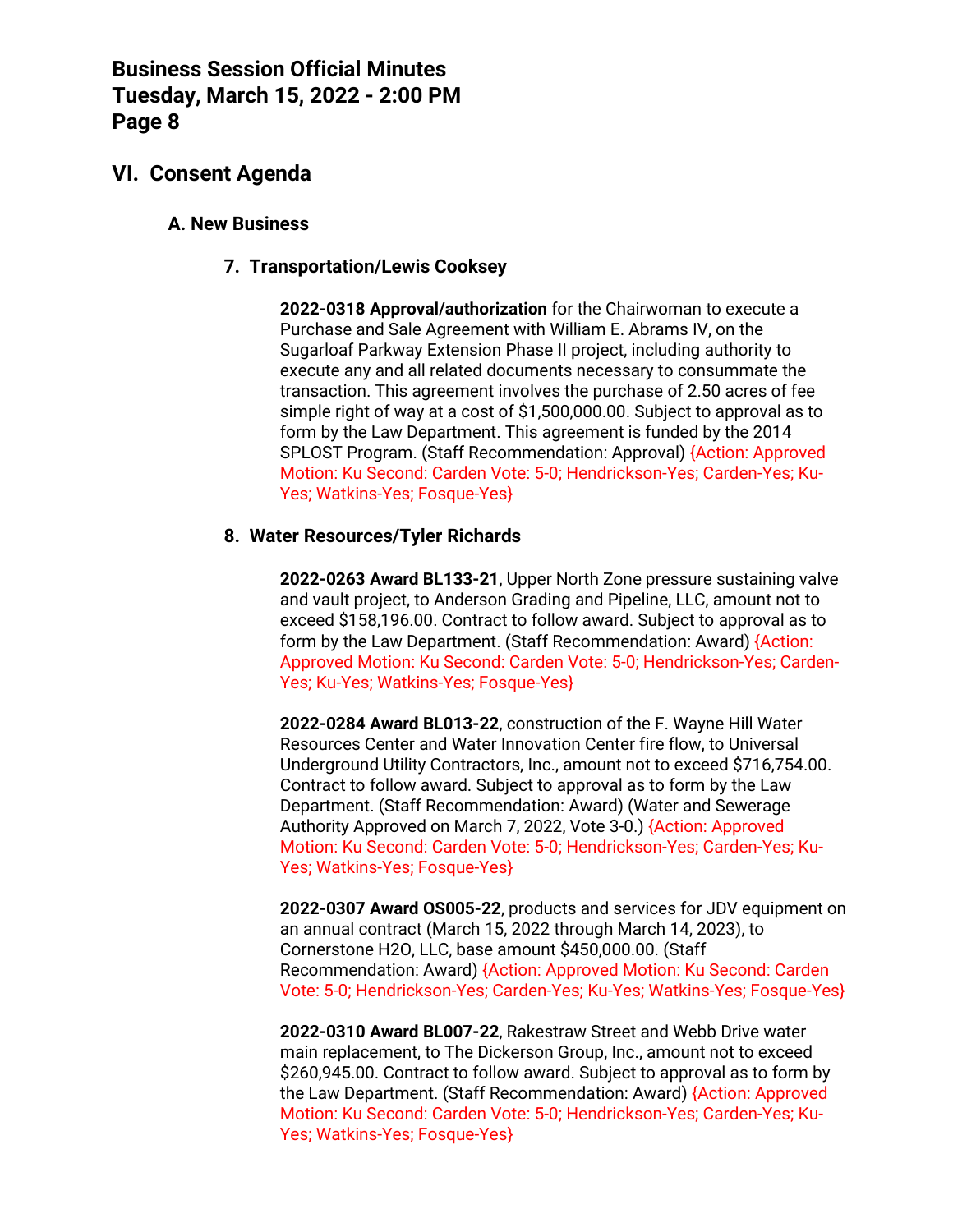## VI. Consent Agenda

### A. New Business

#### 7. Transportation/Lewis Cooksey

**2022-0318 Approval/authorization** for the Chairwoman to execute a Purchase and Sale Agreement with William E. Abrams IV, on the Sugarloaf Parkway Extension Phase II project, including authority to execute any and all related documents necessary to consummate the transaction. This agreement involves the purchase of 2.50 acres of fee simple right of way at a cost of $1,500,000.00. Subject to approval as to form by the Law Department. This agreement is funded by the 2014 SPLOST Program. (Staff Recommendation: Approval) {Action: Approved Motion: Ku Second: Carden Vote: 5-0; Hendrickson-Yes; Carden-Yes; Ku-Yes; Watkins-Yes; Fosque-Yes}

#### 8. Water Resources/Tyler Richards

**2022-0263 Award BL133-21**, Upper North Zone pressure sustaining valve and vault project, to Anderson Grading and Pipeline, LLC, amount not to exceed $158,196.00. Contract to follow award. Subject to approval as to form by the Law Department. (Staff Recommendation: Award) {Action: Approved Motion: Ku Second: Carden Vote: 5-0; Hendrickson-Yes; Carden-Yes; Ku-Yes; Watkins-Yes; Fosque-Yes}

**2022-0284 Award BL013-22**, construction of the F. Wayne Hill Water Resources Center and Water Innovation Center fire flow, to Universal Underground Utility Contractors, Inc., amount not to exceed $716,754.00. Contract to follow award. Subject to approval as to form by the Law Department. (Staff Recommendation: Award) (Water and Sewerage Authority Approved on March 7, 2022, Vote 3-0.) {Action: Approved Motion: Ku Second: Carden Vote: 5-0; Hendrickson-Yes; Carden-Yes; Ku-Yes; Watkins-Yes; Fosque-Yes}

**2022-0307 Award OS005-22**, products and services for JDV equipment on an annual contract (March 15, 2022 through March 14, 2023), to Cornerstone H2O, LLC, base amount $450,000.00. (Staff Recommendation: Award) {Action: Approved Motion: Ku Second: Carden Vote: 5-0; Hendrickson-Yes; Carden-Yes; Ku-Yes; Watkins-Yes; Fosque-Yes}

**2022-0310 Award BL007-22**, Rakestraw Street and Webb Drive water main replacement, to The Dickerson Group, Inc., amount not to exceed $260,945.00. Contract to follow award. Subject to approval as to form by the Law Department. (Staff Recommendation: Award) {Action: Approved Motion: Ku Second: Carden Vote: 5-0; Hendrickson-Yes; Carden-Yes; Ku-Yes; Watkins-Yes; Fosque-Yes}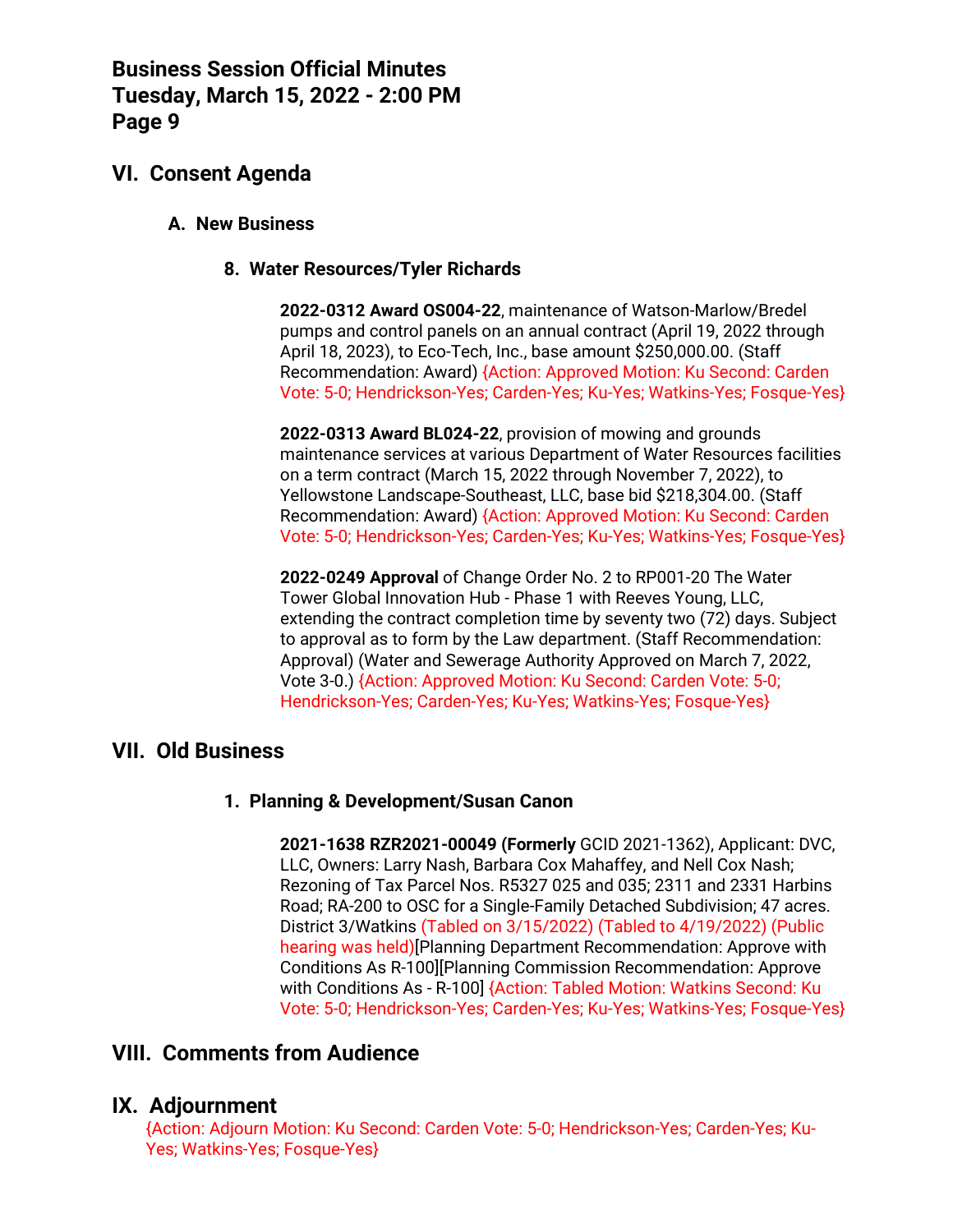## VI. Consent Agenda

### A. New Business

#### 8. Water Resources/Tyler Richards

**2022-0312 Award OS004-22**, maintenance of Watson-Marlow/Bredel pumps and control panels on an annual contract (April 19, 2022 through April 18, 2023), to Eco-Tech, Inc., base amount $250,000.00. (Staff Recommendation: Award) {Action: Approved Motion: Ku Second: Carden Vote: 5-0; Hendrickson-Yes; Carden-Yes; Ku-Yes; Watkins-Yes; Fosque-Yes}

**2022-0313 Award BL024-22**, provision of mowing and grounds maintenance services at various Department of Water Resources facilities on a term contract (March 15, 2022 through November 7, 2022), to Yellowstone Landscape-Southeast, LLC, base bid $218,304.00. (Staff Recommendation: Award) {Action: Approved Motion: Ku Second: Carden Vote: 5-0; Hendrickson-Yes; Carden-Yes; Ku-Yes; Watkins-Yes; Fosque-Yes}

**2022-0249 Approval** of Change Order No. 2 to RP001-20 The Water Tower Global Innovation Hub - Phase 1 with Reeves Young, LLC, extending the contract completion time by seventy two (72) days. Subject to approval as to form by the Law department. (Staff Recommendation: Approval) (Water and Sewerage Authority Approved on March 7, 2022, Vote 3-0.) {Action: Approved Motion: Ku Second: Carden Vote: 5-0; Hendrickson-Yes; Carden-Yes; Ku-Yes; Watkins-Yes; Fosque-Yes}

## VII. Old Business

#### 1. Planning & Development/Susan Canon

**2021-1638 RZR2021-00049 (Formerly** GCID 2021-1362), Applicant: DVC, LLC, Owners: Larry Nash, Barbara Cox Mahaffey, and Nell Cox Nash; Rezoning of Tax Parcel Nos. R5327 025 and 035; 2311 and 2331 Harbins Road; RA-200 to OSC for a Single-Family Detached Subdivision; 47 acres. District 3/Watkins (Tabled on 3/15/2022) (Tabled to 4/19/2022) (Public hearing was held)[Planning Department Recommendation: Approve with Conditions As R-100][Planning Commission Recommendation: Approve with Conditions As - R-100] {Action: Tabled Motion: Watkins Second: Ku Vote: 5-0; Hendrickson-Yes; Carden-Yes; Ku-Yes; Watkins-Yes; Fosque-Yes}

## VIII. Comments from Audience

## IX. Adjournment

{Action: Adjourn Motion: Ku Second: Carden Vote: 5-0; Hendrickson-Yes; Carden-Yes; Ku-Yes; Watkins-Yes; Fosque-Yes}